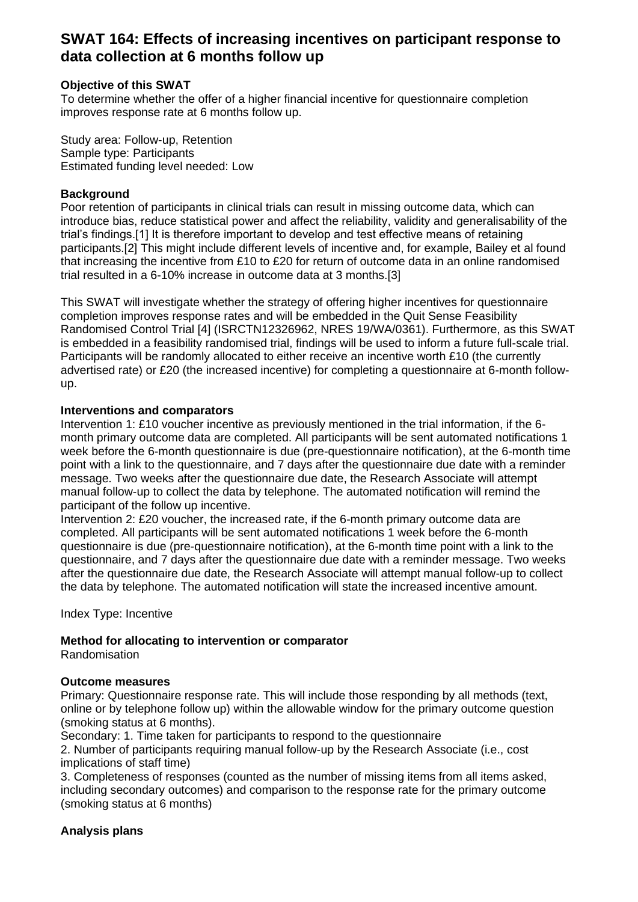# SWAT 164: Effects of increasing incentives on participant response to data collection at 6 months follow up

**Objective of this SWAT**

To determine whether the offer of a higher financial incentive for questionnaire completion improves response rate at 6 months follow up.

Study area: Follow-up, Retention
Sample type: Participants
Estimated funding level needed: Low

**Background**

Poor retention of participants in clinical trials can result in missing outcome data, which can introduce bias, reduce statistical power and affect the reliability, validity and generalisability of the trial's findings.[1] It is therefore important to develop and test effective means of retaining participants.[2] This might include different levels of incentive and, for example, Bailey et al found that increasing the incentive from £10 to £20 for return of outcome data in an online randomised trial resulted in a 6-10% increase in outcome data at 3 months.[3]

This SWAT will investigate whether the strategy of offering higher incentives for questionnaire completion improves response rates and will be embedded in the Quit Sense Feasibility Randomised Control Trial [4] (ISRCTN12326962, NRES 19/WA/0361). Furthermore, as this SWAT is embedded in a feasibility randomised trial, findings will be used to inform a future full-scale trial. Participants will be randomly allocated to either receive an incentive worth £10 (the currently advertised rate) or £20 (the increased incentive) for completing a questionnaire at 6-month follow-up.

**Interventions and comparators**

Intervention 1: £10 voucher incentive as previously mentioned in the trial information, if the 6-month primary outcome data are completed. All participants will be sent automated notifications 1 week before the 6-month questionnaire is due (pre-questionnaire notification), at the 6-month time point with a link to the questionnaire, and 7 days after the questionnaire due date with a reminder message. Two weeks after the questionnaire due date, the Research Associate will attempt manual follow-up to collect the data by telephone. The automated notification will remind the participant of the follow up incentive.

Intervention 2: £20 voucher, the increased rate, if the 6-month primary outcome data are completed. All participants will be sent automated notifications 1 week before the 6-month questionnaire is due (pre-questionnaire notification), at the 6-month time point with a link to the questionnaire, and 7 days after the questionnaire due date with a reminder message. Two weeks after the questionnaire due date, the Research Associate will attempt manual follow-up to collect the data by telephone. The automated notification will state the increased incentive amount.

Index Type: Incentive

**Method for allocating to intervention or comparator**

Randomisation

**Outcome measures**

Primary: Questionnaire response rate. This will include those responding by all methods (text, online or by telephone follow up) within the allowable window for the primary outcome question (smoking status at 6 months).

Secondary: 1. Time taken for participants to respond to the questionnaire

2. Number of participants requiring manual follow-up by the Research Associate (i.e., cost implications of staff time)

3. Completeness of responses (counted as the number of missing items from all items asked, including secondary outcomes) and comparison to the response rate for the primary outcome (smoking status at 6 months)

**Analysis plans**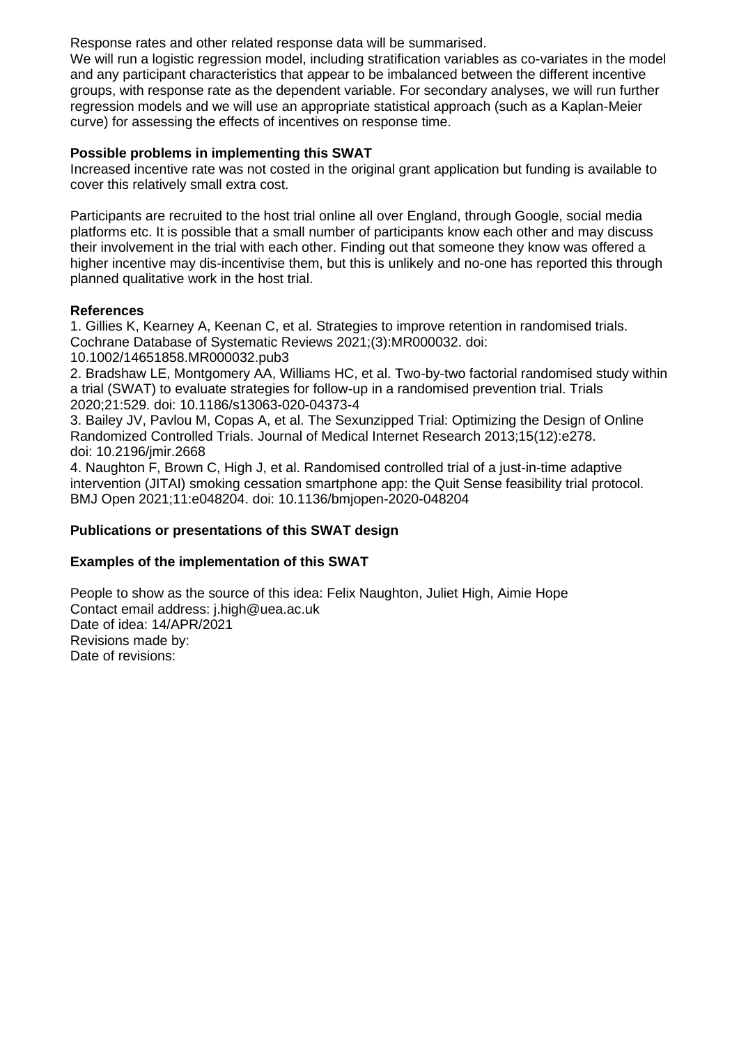Response rates and other related response data will be summarised.
We will run a logistic regression model, including stratification variables as co-variates in the model and any participant characteristics that appear to be imbalanced between the different incentive groups, with response rate as the dependent variable. For secondary analyses, we will run further regression models and we will use an appropriate statistical approach (such as a Kaplan-Meier curve) for assessing the effects of incentives on response time.

**Possible problems in implementing this SWAT**
Increased incentive rate was not costed in the original grant application but funding is available to cover this relatively small extra cost.

Participants are recruited to the host trial online all over England, through Google, social media platforms etc. It is possible that a small number of participants know each other and may discuss their involvement in the trial with each other. Finding out that someone they know was offered a higher incentive may dis-incentivise them, but this is unlikely and no-one has reported this through planned qualitative work in the host trial.

**References**
1. Gillies K, Kearney A, Keenan C, et al. Strategies to improve retention in randomised trials. Cochrane Database of Systematic Reviews 2021;(3):MR000032. doi: 10.1002/14651858.MR000032.pub3
2. Bradshaw LE, Montgomery AA, Williams HC, et al. Two-by-two factorial randomised study within a trial (SWAT) to evaluate strategies for follow-up in a randomised prevention trial. Trials 2020;21:529. doi: 10.1186/s13063-020-04373-4
3. Bailey JV, Pavlou M, Copas A, et al. The Sexunzipped Trial: Optimizing the Design of Online Randomized Controlled Trials. Journal of Medical Internet Research 2013;15(12):e278. doi: 10.2196/jmir.2668
4. Naughton F, Brown C, High J, et al. Randomised controlled trial of a just-in-time adaptive intervention (JITAI) smoking cessation smartphone app: the Quit Sense feasibility trial protocol. BMJ Open 2021;11:e048204. doi: 10.1136/bmjopen-2020-048204

**Publications or presentations of this SWAT design**

**Examples of the implementation of this SWAT**

People to show as the source of this idea: Felix Naughton, Juliet High, Aimie Hope
Contact email address: j.high@uea.ac.uk
Date of idea: 14/APR/2021
Revisions made by:
Date of revisions: